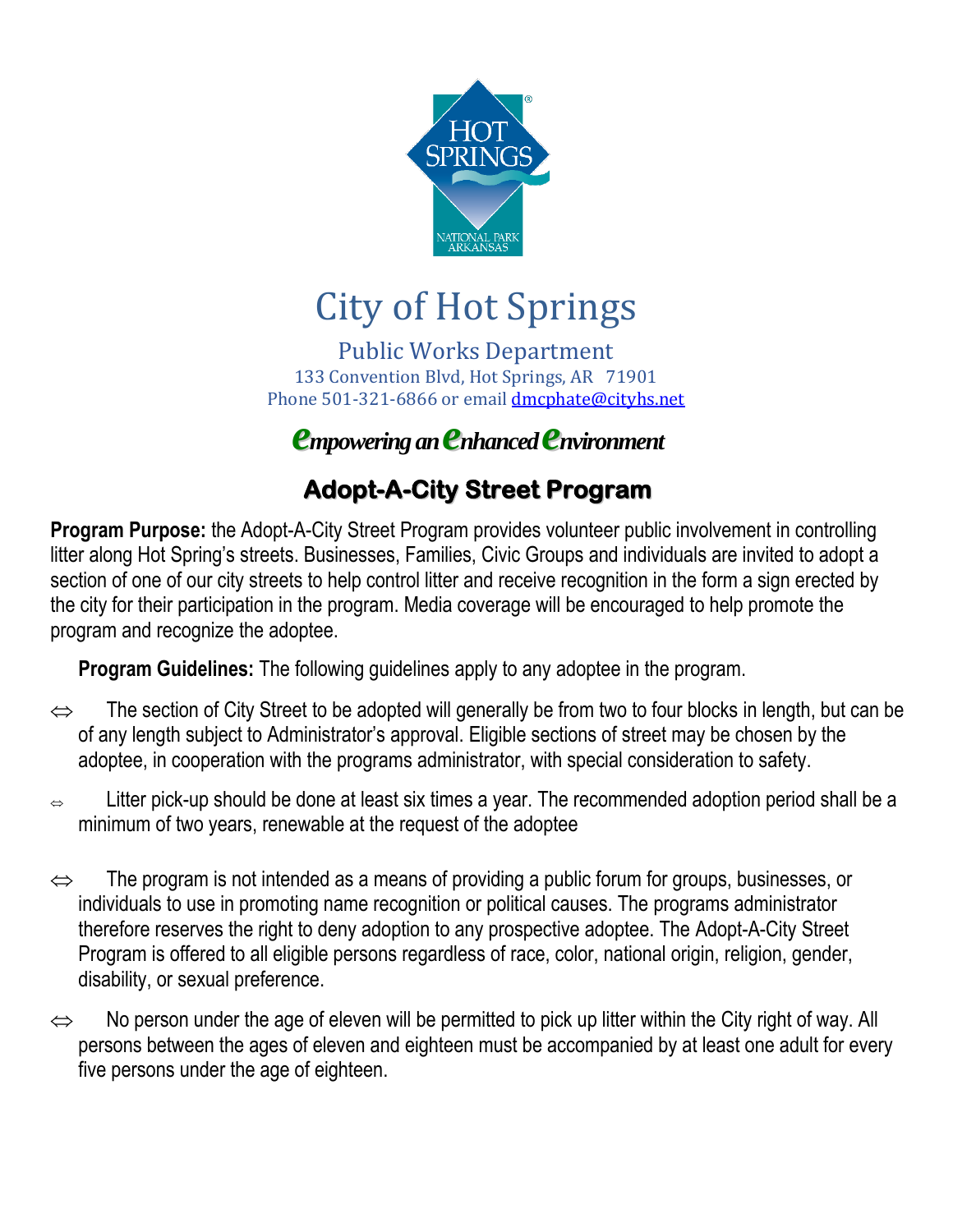# City of Hot Springs

Public Works Department
133 Convention Blvd, Hot Springs, AR 71901
Phone 501-321-6866 or email dmcphate@cityhs.net

***empowering an enhanced environment***

## Adopt-A-City Street Program

**Program Purpose:** the Adopt-A-City Street Program provides volunteer public involvement in controlling litter along Hot Spring's streets. Businesses, Families, Civic Groups and individuals are invited to adopt a section of one of our city streets to help control litter and receive recognition in the form a sign erected by the city for their participation in the program. Media coverage will be encouraged to help promote the program and recognize the adoptee.

**Program Guidelines:** The following guidelines apply to any adoptee in the program.

- ⇔ The section of City Street to be adopted will generally be from two to four blocks in length, but can be of any length subject to Administrator's approval. Eligible sections of street may be chosen by the adoptee, in cooperation with the programs administrator, with special consideration to safety.
- ⇔ Litter pick-up should be done at least six times a year. The recommended adoption period shall be a minimum of two years, renewable at the request of the adoptee
- ⇔ The program is not intended as a means of providing a public forum for groups, businesses, or individuals to use in promoting name recognition or political causes. The programs administrator therefore reserves the right to deny adoption to any prospective adoptee. The Adopt-A-City Street Program is offered to all eligible persons regardless of race, color, national origin, religion, gender, disability, or sexual preference.
- ⇔ No person under the age of eleven will be permitted to pick up litter within the City right of way. All persons between the ages of eleven and eighteen must be accompanied by at least one adult for every five persons under the age of eighteen.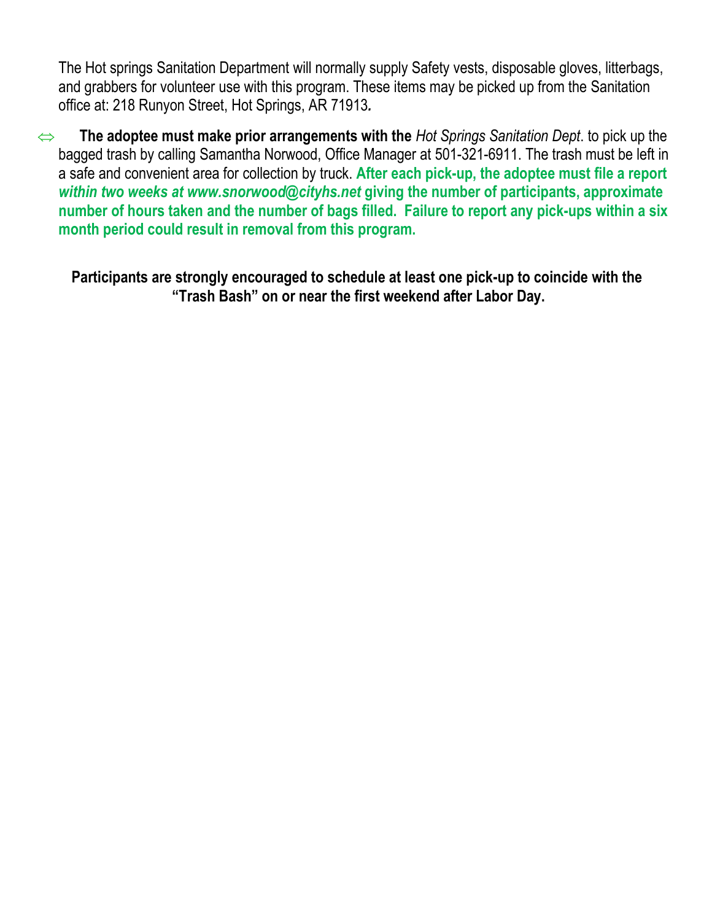The Hot springs Sanitation Department will normally supply Safety vests, disposable gloves, litterbags, and grabbers for volunteer use with this program. These items may be picked up from the Sanitation office at: 218 Runyon Street, Hot Springs, AR 71913*.*

⇔ **The adoptee must make prior arrangements with the** *Hot Springs Sanitation Dept*. to pick up the bagged trash by calling Samantha Norwood, Office Manager at 501-321-6911. The trash must be left in a safe and convenient area for collection by truck. **After each pick-up, the adoptee must file a report *within two weeks at www.snorwood@cityhs.net* giving the number of participants, approximate number of hours taken and the number of bags filled. Failure to report any pick-ups within a six month period could result in removal from this program.**

**Participants are strongly encouraged to schedule at least one pick-up to coincide with the "Trash Bash" on or near the first weekend after Labor Day.**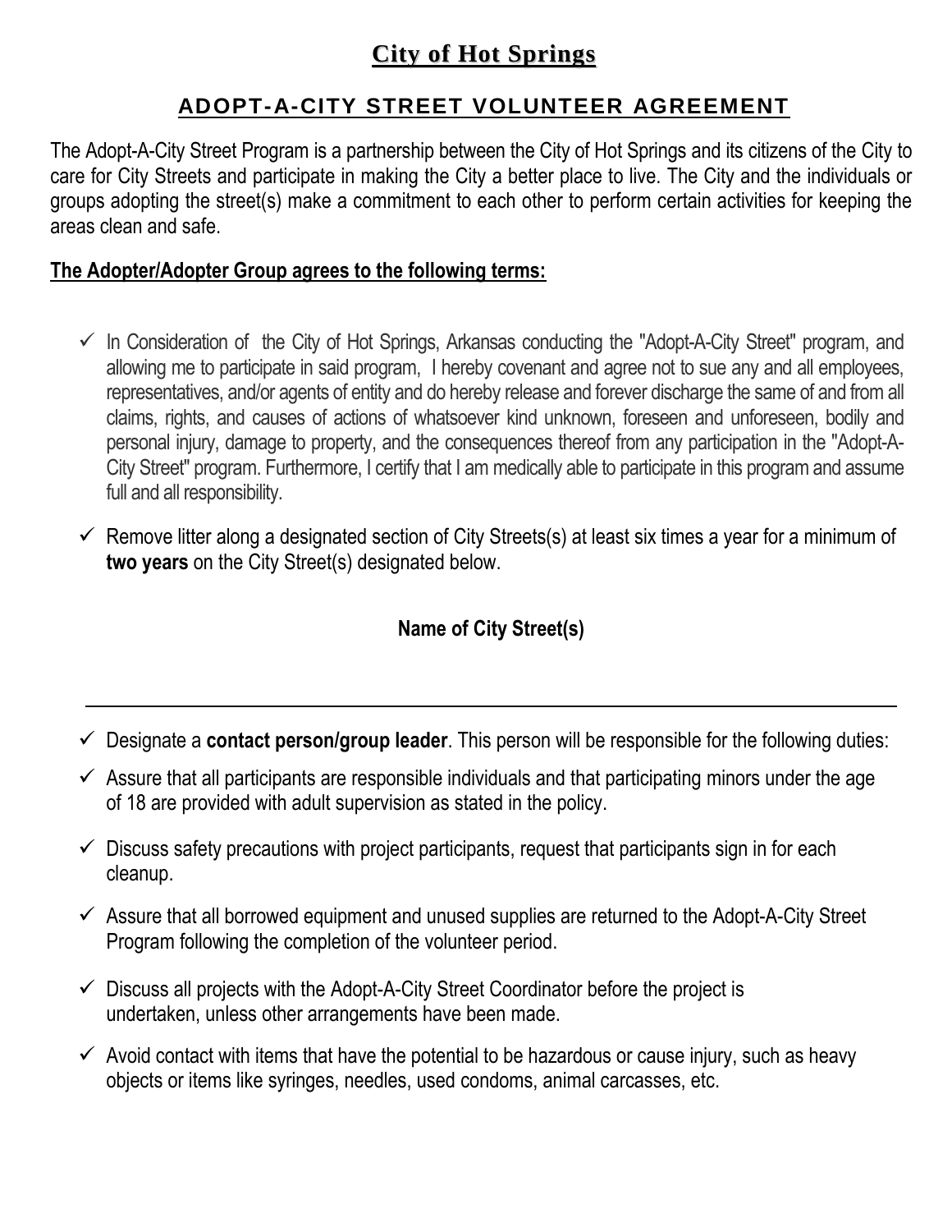# City of Hot Springs

## ADOPT-A-CITY STREET VOLUNTEER AGREEMENT

The Adopt-A-City Street Program is a partnership between the City of Hot Springs and its citizens of the City to care for City Streets and participate in making the City a better place to live. The City and the individuals or groups adopting the street(s) make a commitment to each other to perform certain activities for keeping the areas clean and safe.

**The Adopter/Adopter Group agrees to the following terms:**

- ✓ In Consideration of the City of Hot Springs, Arkansas conducting the "Adopt-A-City Street" program, and allowing me to participate in said program, I hereby covenant and agree not to sue any and all employees, representatives, and/or agents of entity and do hereby release and forever discharge the same of and from all claims, rights, and causes of actions of whatsoever kind unknown, foreseen and unforeseen, bodily and personal injury, damage to property, and the consequences thereof from any participation in the "Adopt-A-City Street" program. Furthermore, I certify that I am medically able to participate in this program and assume full and all responsibility.
- ✓ Remove litter along a designated section of City Streets(s) at least six times a year for a minimum of **two years** on the City Street(s) designated below.

**Name of City Street(s)**

\_\_\_\_\_\_\_\_\_\_\_\_\_\_\_\_\_\_\_\_\_\_\_\_\_\_\_\_\_\_\_\_\_\_\_\_\_\_\_\_\_\_\_\_\_\_\_\_\_\_\_\_\_\_\_\_\_\_\_\_

- ✓ Designate a **contact person/group leader**. This person will be responsible for the following duties:
- ✓ Assure that all participants are responsible individuals and that participating minors under the age of 18 are provided with adult supervision as stated in the policy.
- ✓ Discuss safety precautions with project participants, request that participants sign in for each cleanup.
- ✓ Assure that all borrowed equipment and unused supplies are returned to the Adopt-A-City Street Program following the completion of the volunteer period.
- ✓ Discuss all projects with the Adopt-A-City Street Coordinator before the project is undertaken, unless other arrangements have been made.
- ✓ Avoid contact with items that have the potential to be hazardous or cause injury, such as heavy objects or items like syringes, needles, used condoms, animal carcasses, etc.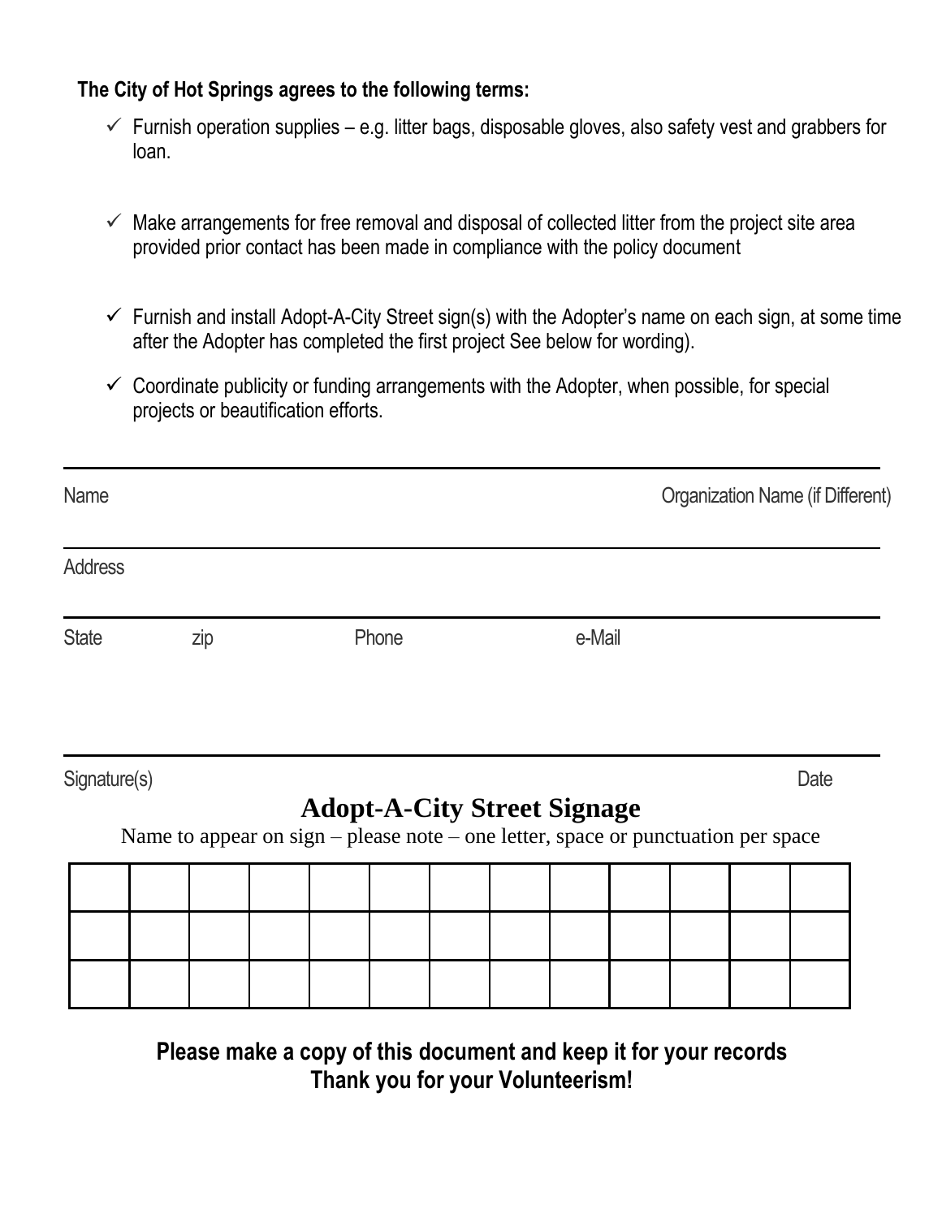**The City of Hot Springs agrees to the following terms:**

- ✓ Furnish operation supplies – e.g. litter bags, disposable gloves, also safety vest and grabbers for loan.
- ✓ Make arrangements for free removal and disposal of collected litter from the project site area provided prior contact has been made in compliance with the policy document
- ✓ Furnish and install Adopt-A-City Street sign(s) with the Adopter's name on each sign, at some time after the Adopter has completed the first project See below for wording).
- ✓ Coordinate publicity or funding arrangements with the Adopter, when possible, for special projects or beautification efforts.

---

Name Organization Name (if Different)

---

Address

---

State zip Phone e-Mail

---

Signature(s) Date

## Adopt-A-City Street Signage

Name to appear on sign – please note – one letter, space or punctuation per space

| | | | | | | | | | | | | |
|---|---|---|---|---|---|---|---|---|---|---|---|---|
| | | | | | | | | | | | | |
| | | | | | | | | | | | | |
| | | | | | | | | | | | | |

**Please make a copy of this document and keep it for your records**
**Thank you for your Volunteerism!**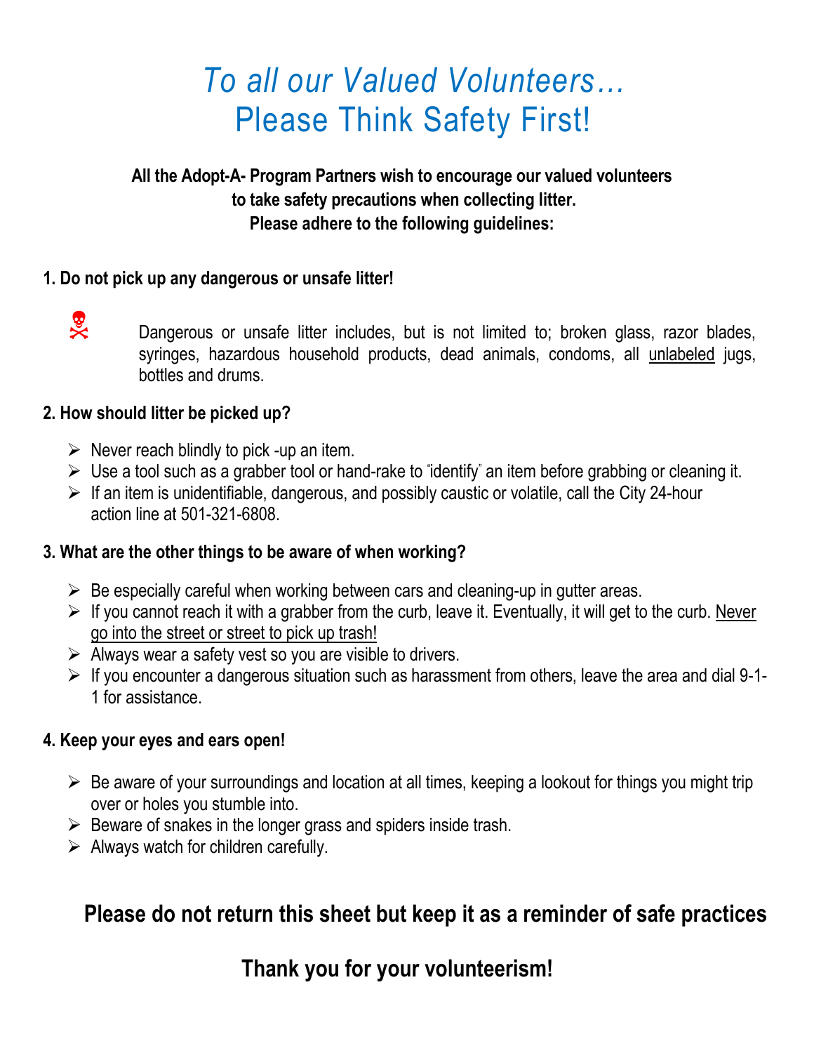# *To all our Valued Volunteers…*
# Please Think Safety First!

**All the Adopt-A- Program Partners wish to encourage our valued volunteers to take safety precautions when collecting litter. Please adhere to the following guidelines:**

## 1. Do not pick up any dangerous or unsafe litter!

☠ Dangerous or unsafe litter includes, but is not limited to; broken glass, razor blades, syringes, hazardous household products, dead animals, condoms, all <u>unlabeled</u> jugs, bottles and drums.

## 2. How should litter be picked up?

- Never reach blindly to pick -up an item.
- Use a tool such as a grabber tool or hand-rake to "identify" an item before grabbing or cleaning it.
- If an item is unidentifiable, dangerous, and possibly caustic or volatile, call the City 24-hour action line at 501-321-6808.

## 3. What are the other things to be aware of when working?

- Be especially careful when working between cars and cleaning-up in gutter areas.
- If you cannot reach it with a grabber from the curb, leave it. Eventually, it will get to the curb. <u>Never go into the street or street to pick up trash!</u>
- Always wear a safety vest so you are visible to drivers.
- If you encounter a dangerous situation such as harassment from others, leave the area and dial 9-1-1 for assistance.

## 4. Keep your eyes and ears open!

- Be aware of your surroundings and location at all times, keeping a lookout for things you might trip over or holes you stumble into.
- Beware of snakes in the longer grass and spiders inside trash.
- Always watch for children carefully.

**Please do not return this sheet but keep it as a reminder of safe practices**

**Thank you for your volunteerism!**